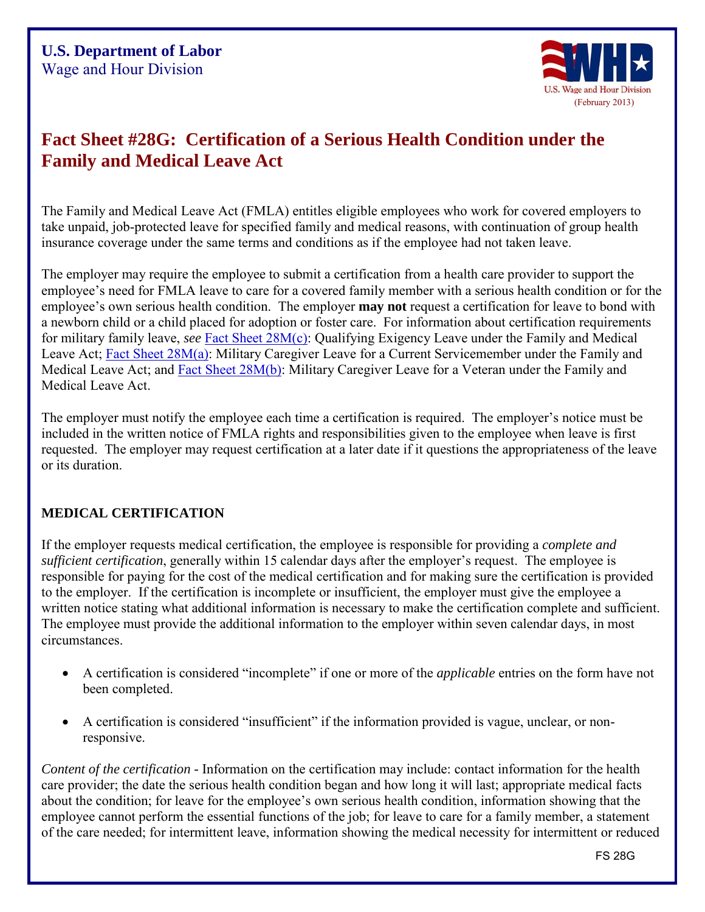**U.S. Department of Labor**
Wage and Hour Division

(February 2013)

# Fact Sheet #28G: Certification of a Serious Health Condition under the Family and Medical Leave Act

The Family and Medical Leave Act (FMLA) entitles eligible employees who work for covered employers to take unpaid, job-protected leave for specified family and medical reasons, with continuation of group health insurance coverage under the same terms and conditions as if the employee had not taken leave.

The employer may require the employee to submit a certification from a health care provider to support the employee's need for FMLA leave to care for a covered family member with a serious health condition or for the employee's own serious health condition. The employer **may not** request a certification for leave to bond with a newborn child or a child placed for adoption or foster care. For information about certification requirements for military family leave, *see* Fact Sheet 28M(c): Qualifying Exigency Leave under the Family and Medical Leave Act; Fact Sheet 28M(a): Military Caregiver Leave for a Current Servicemember under the Family and Medical Leave Act; and Fact Sheet 28M(b): Military Caregiver Leave for a Veteran under the Family and Medical Leave Act.

The employer must notify the employee each time a certification is required. The employer's notice must be included in the written notice of FMLA rights and responsibilities given to the employee when leave is first requested. The employer may request certification at a later date if it questions the appropriateness of the leave or its duration.

## MEDICAL CERTIFICATION

If the employer requests medical certification, the employee is responsible for providing a *complete and sufficient certification*, generally within 15 calendar days after the employer's request. The employee is responsible for paying for the cost of the medical certification and for making sure the certification is provided to the employer. If the certification is incomplete or insufficient, the employer must give the employee a written notice stating what additional information is necessary to make the certification complete and sufficient. The employee must provide the additional information to the employer within seven calendar days, in most circumstances.

- A certification is considered "incomplete" if one or more of the *applicable* entries on the form have not been completed.
- A certification is considered "insufficient" if the information provided is vague, unclear, or non-responsive.

*Content of the certification* - Information on the certification may include: contact information for the health care provider; the date the serious health condition began and how long it will last; appropriate medical facts about the condition; for leave for the employee's own serious health condition, information showing that the employee cannot perform the essential functions of the job; for leave to care for a family member, a statement of the care needed; for intermittent leave, information showing the medical necessity for intermittent or reduced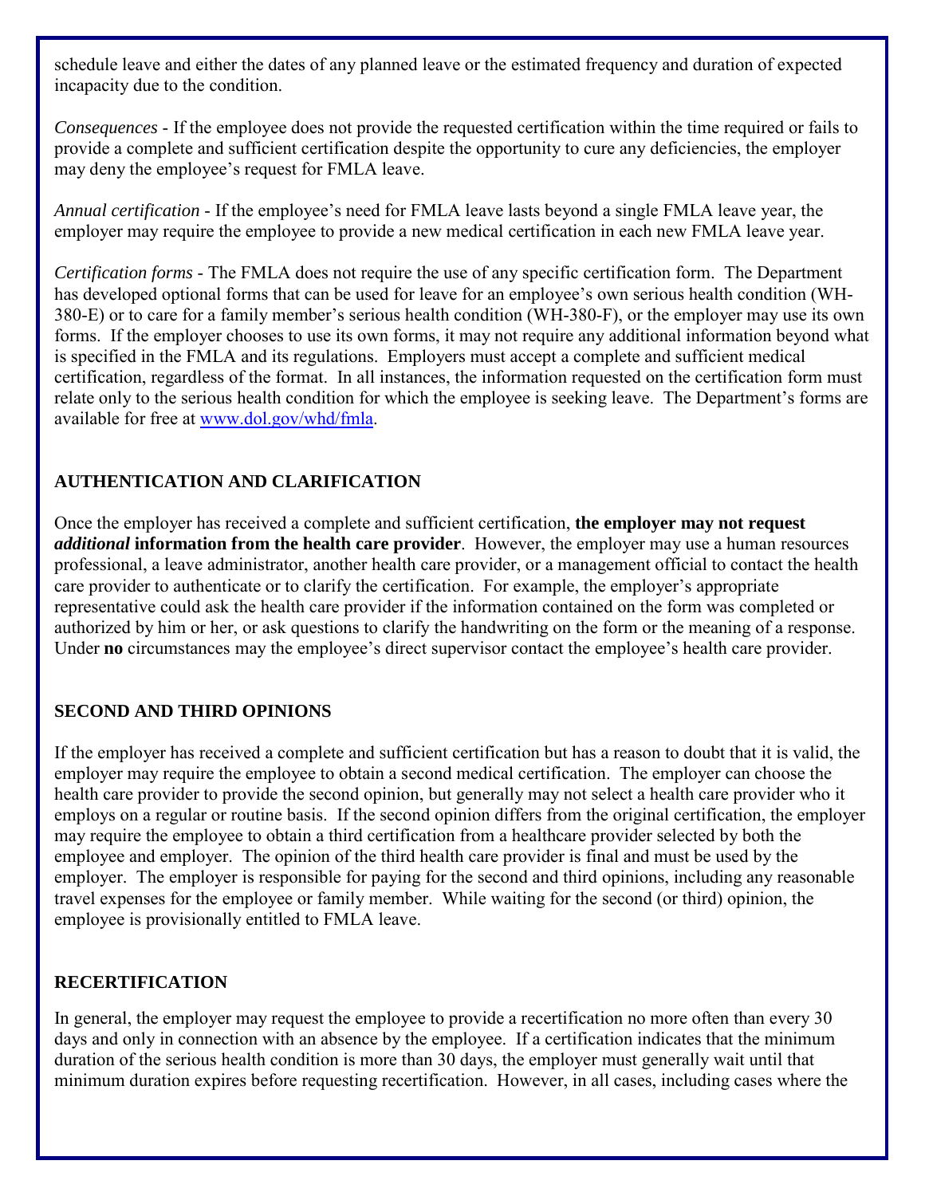schedule leave and either the dates of any planned leave or the estimated frequency and duration of expected incapacity due to the condition.

*Consequences* - If the employee does not provide the requested certification within the time required or fails to provide a complete and sufficient certification despite the opportunity to cure any deficiencies, the employer may deny the employee's request for FMLA leave.

*Annual certification* - If the employee's need for FMLA leave lasts beyond a single FMLA leave year, the employer may require the employee to provide a new medical certification in each new FMLA leave year.

*Certification forms* - The FMLA does not require the use of any specific certification form. The Department has developed optional forms that can be used for leave for an employee's own serious health condition (WH-380-E) or to care for a family member's serious health condition (WH-380-F), or the employer may use its own forms. If the employer chooses to use its own forms, it may not require any additional information beyond what is specified in the FMLA and its regulations. Employers must accept a complete and sufficient medical certification, regardless of the format. In all instances, the information requested on the certification form must relate only to the serious health condition for which the employee is seeking leave. The Department's forms are available for free at [www.dol.gov/whd/fmla](www.dol.gov/whd/fmla).

## AUTHENTICATION AND CLARIFICATION

Once the employer has received a complete and sufficient certification, **the employer may not request *additional* information from the health care provider**. However, the employer may use a human resources professional, a leave administrator, another health care provider, or a management official to contact the health care provider to authenticate or to clarify the certification. For example, the employer's appropriate representative could ask the health care provider if the information contained on the form was completed or authorized by him or her, or ask questions to clarify the handwriting on the form or the meaning of a response. Under **no** circumstances may the employee's direct supervisor contact the employee's health care provider.

## SECOND AND THIRD OPINIONS

If the employer has received a complete and sufficient certification but has a reason to doubt that it is valid, the employer may require the employee to obtain a second medical certification. The employer can choose the health care provider to provide the second opinion, but generally may not select a health care provider who it employs on a regular or routine basis. If the second opinion differs from the original certification, the employer may require the employee to obtain a third certification from a healthcare provider selected by both the employee and employer. The opinion of the third health care provider is final and must be used by the employer. The employer is responsible for paying for the second and third opinions, including any reasonable travel expenses for the employee or family member. While waiting for the second (or third) opinion, the employee is provisionally entitled to FMLA leave.

## RECERTIFICATION

In general, the employer may request the employee to provide a recertification no more often than every 30 days and only in connection with an absence by the employee. If a certification indicates that the minimum duration of the serious health condition is more than 30 days, the employer must generally wait until that minimum duration expires before requesting recertification. However, in all cases, including cases where the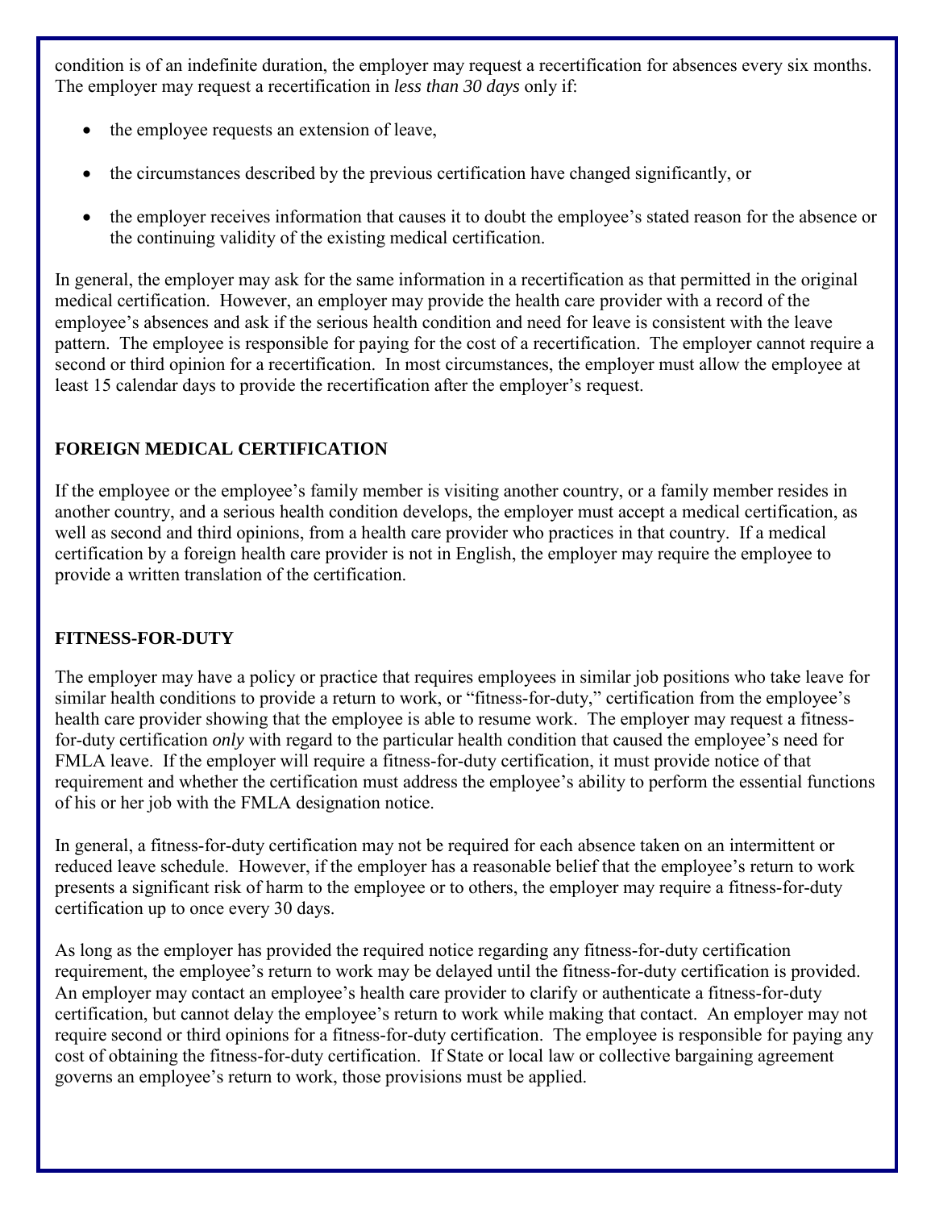condition is of an indefinite duration, the employer may request a recertification for absences every six months. The employer may request a recertification in *less than 30 days* only if:

- the employee requests an extension of leave,
- the circumstances described by the previous certification have changed significantly, or
- the employer receives information that causes it to doubt the employee's stated reason for the absence or the continuing validity of the existing medical certification.

In general, the employer may ask for the same information in a recertification as that permitted in the original medical certification. However, an employer may provide the health care provider with a record of the employee's absences and ask if the serious health condition and need for leave is consistent with the leave pattern. The employee is responsible for paying for the cost of a recertification. The employer cannot require a second or third opinion for a recertification. In most circumstances, the employer must allow the employee at least 15 calendar days to provide the recertification after the employer's request.

## FOREIGN MEDICAL CERTIFICATION

If the employee or the employee's family member is visiting another country, or a family member resides in another country, and a serious health condition develops, the employer must accept a medical certification, as well as second and third opinions, from a health care provider who practices in that country. If a medical certification by a foreign health care provider is not in English, the employer may require the employee to provide a written translation of the certification.

## FITNESS-FOR-DUTY

The employer may have a policy or practice that requires employees in similar job positions who take leave for similar health conditions to provide a return to work, or "fitness-for-duty," certification from the employee's health care provider showing that the employee is able to resume work. The employer may request a fitness-for-duty certification *only* with regard to the particular health condition that caused the employee's need for FMLA leave. If the employer will require a fitness-for-duty certification, it must provide notice of that requirement and whether the certification must address the employee's ability to perform the essential functions of his or her job with the FMLA designation notice.

In general, a fitness-for-duty certification may not be required for each absence taken on an intermittent or reduced leave schedule. However, if the employer has a reasonable belief that the employee's return to work presents a significant risk of harm to the employee or to others, the employer may require a fitness-for-duty certification up to once every 30 days.

As long as the employer has provided the required notice regarding any fitness-for-duty certification requirement, the employee's return to work may be delayed until the fitness-for-duty certification is provided. An employer may contact an employee's health care provider to clarify or authenticate a fitness-for-duty certification, but cannot delay the employee's return to work while making that contact. An employer may not require second or third opinions for a fitness-for-duty certification. The employee is responsible for paying any cost of obtaining the fitness-for-duty certification. If State or local law or collective bargaining agreement governs an employee's return to work, those provisions must be applied.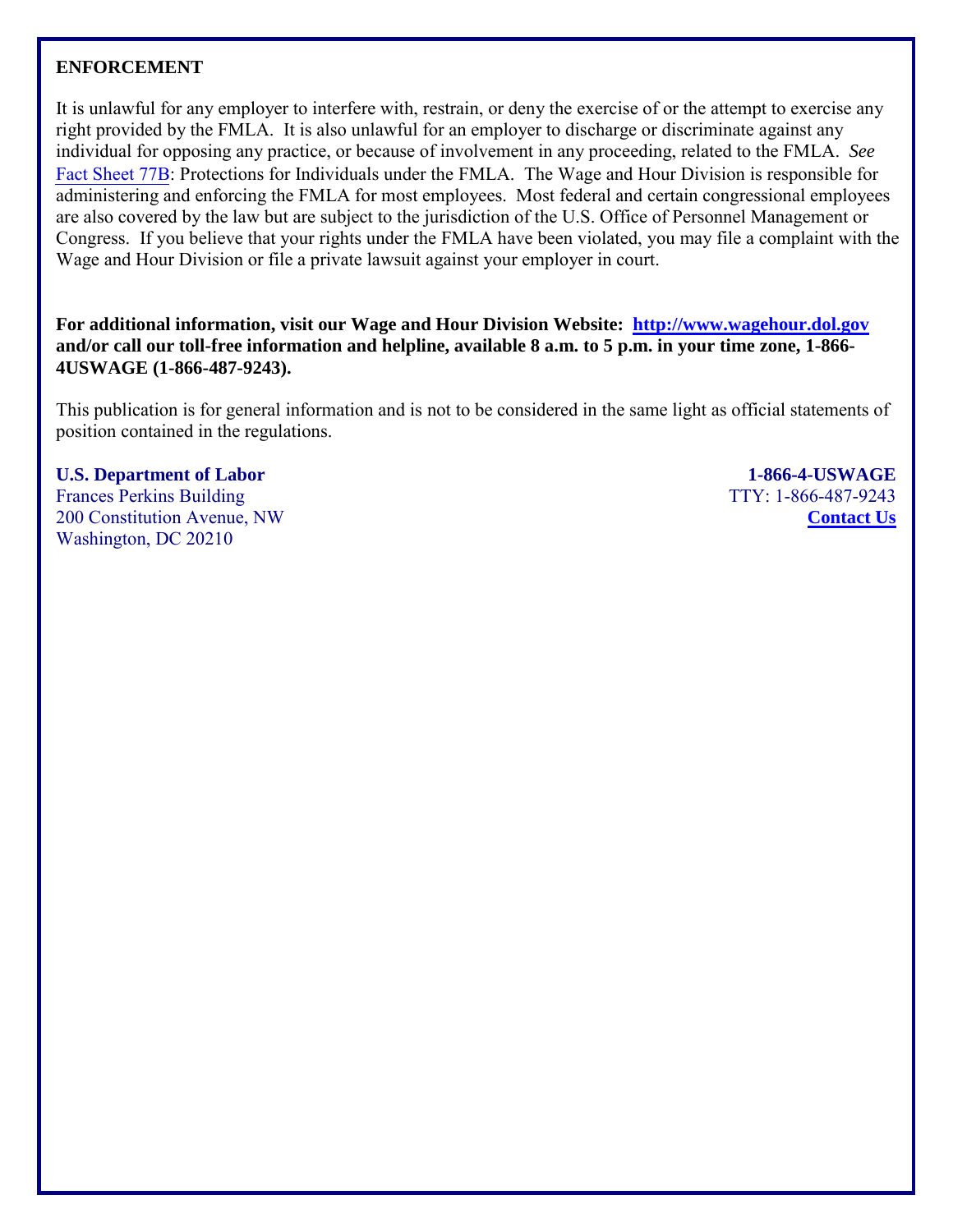## ENFORCEMENT

It is unlawful for any employer to interfere with, restrain, or deny the exercise of or the attempt to exercise any right provided by the FMLA. It is also unlawful for an employer to discharge or discriminate against any individual for opposing any practice, or because of involvement in any proceeding, related to the FMLA. *See* Fact Sheet 77B: Protections for Individuals under the FMLA. The Wage and Hour Division is responsible for administering and enforcing the FMLA for most employees. Most federal and certain congressional employees are also covered by the law but are subject to the jurisdiction of the U.S. Office of Personnel Management or Congress. If you believe that your rights under the FMLA have been violated, you may file a complaint with the Wage and Hour Division or file a private lawsuit against your employer in court.

**For additional information, visit our Wage and Hour Division Website: http://www.wagehour.dol.gov and/or call our toll-free information and helpline, available 8 a.m. to 5 p.m. in your time zone, 1-866-4USWAGE (1-866-487-9243).**

This publication is for general information and is not to be considered in the same light as official statements of position contained in the regulations.

**U.S. Department of Labor**
Frances Perkins Building
200 Constitution Avenue, NW
Washington, DC 20210

**1-866-4-USWAGE**
TTY: 1-866-487-9243
**Contact Us**